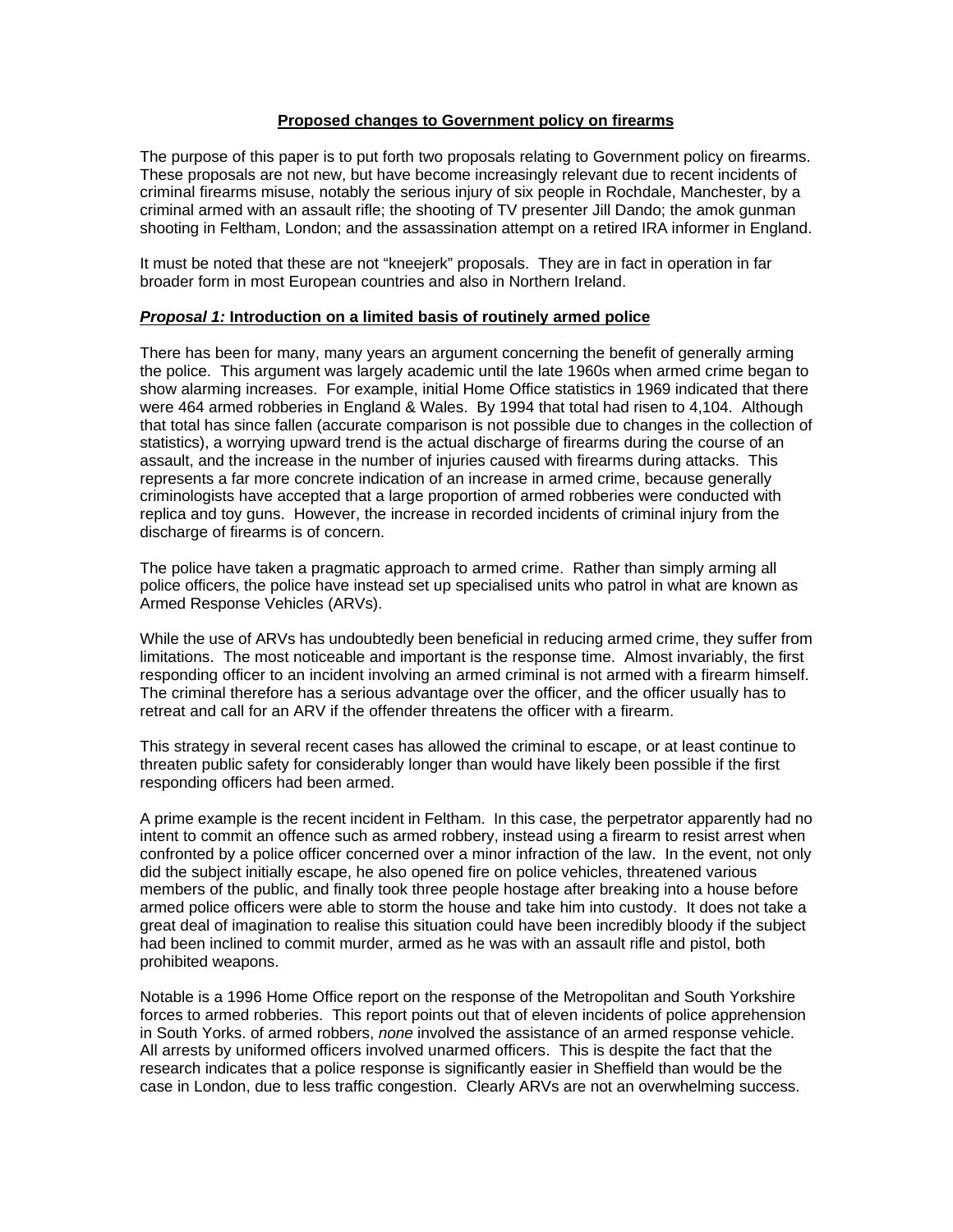# Proposed changes to Government policy on firearms

The purpose of this paper is to put forth two proposals relating to Government policy on firearms. These proposals are not new, but have become increasingly relevant due to recent incidents of criminal firearms misuse, notably the serious injury of six people in Rochdale, Manchester, by a criminal armed with an assault rifle; the shooting of TV presenter Jill Dando; the amok gunman shooting in Feltham, London; and the assassination attempt on a retired IRA informer in England.

It must be noted that these are not "kneejerk" proposals. They are in fact in operation in far broader form in most European countries and also in Northern Ireland.

## ***Proposal 1:*** Introduction on a limited basis of routinely armed police

There has been for many, many years an argument concerning the benefit of generally arming the police. This argument was largely academic until the late 1960s when armed crime began to show alarming increases. For example, initial Home Office statistics in 1969 indicated that there were 464 armed robberies in England & Wales. By 1994 that total had risen to 4,104. Although that total has since fallen (accurate comparison is not possible due to changes in the collection of statistics), a worrying upward trend is the actual discharge of firearms during the course of an assault, and the increase in the number of injuries caused with firearms during attacks. This represents a far more concrete indication of an increase in armed crime, because generally criminologists have accepted that a large proportion of armed robberies were conducted with replica and toy guns. However, the increase in recorded incidents of criminal injury from the discharge of firearms is of concern.

The police have taken a pragmatic approach to armed crime. Rather than simply arming all police officers, the police have instead set up specialised units who patrol in what are known as Armed Response Vehicles (ARVs).

While the use of ARVs has undoubtedly been beneficial in reducing armed crime, they suffer from limitations. The most noticeable and important is the response time. Almost invariably, the first responding officer to an incident involving an armed criminal is not armed with a firearm himself. The criminal therefore has a serious advantage over the officer, and the officer usually has to retreat and call for an ARV if the offender threatens the officer with a firearm.

This strategy in several recent cases has allowed the criminal to escape, or at least continue to threaten public safety for considerably longer than would have likely been possible if the first responding officers had been armed.

A prime example is the recent incident in Feltham. In this case, the perpetrator apparently had no intent to commit an offence such as armed robbery, instead using a firearm to resist arrest when confronted by a police officer concerned over a minor infraction of the law. In the event, not only did the subject initially escape, he also opened fire on police vehicles, threatened various members of the public, and finally took three people hostage after breaking into a house before armed police officers were able to storm the house and take him into custody. It does not take a great deal of imagination to realise this situation could have been incredibly bloody if the subject had been inclined to commit murder, armed as he was with an assault rifle and pistol, both prohibited weapons.

Notable is a 1996 Home Office report on the response of the Metropolitan and South Yorkshire forces to armed robberies. This report points out that of eleven incidents of police apprehension in South Yorks. of armed robbers, *none* involved the assistance of an armed response vehicle. All arrests by uniformed officers involved unarmed officers. This is despite the fact that the research indicates that a police response is significantly easier in Sheffield than would be the case in London, due to less traffic congestion. Clearly ARVs are not an overwhelming success.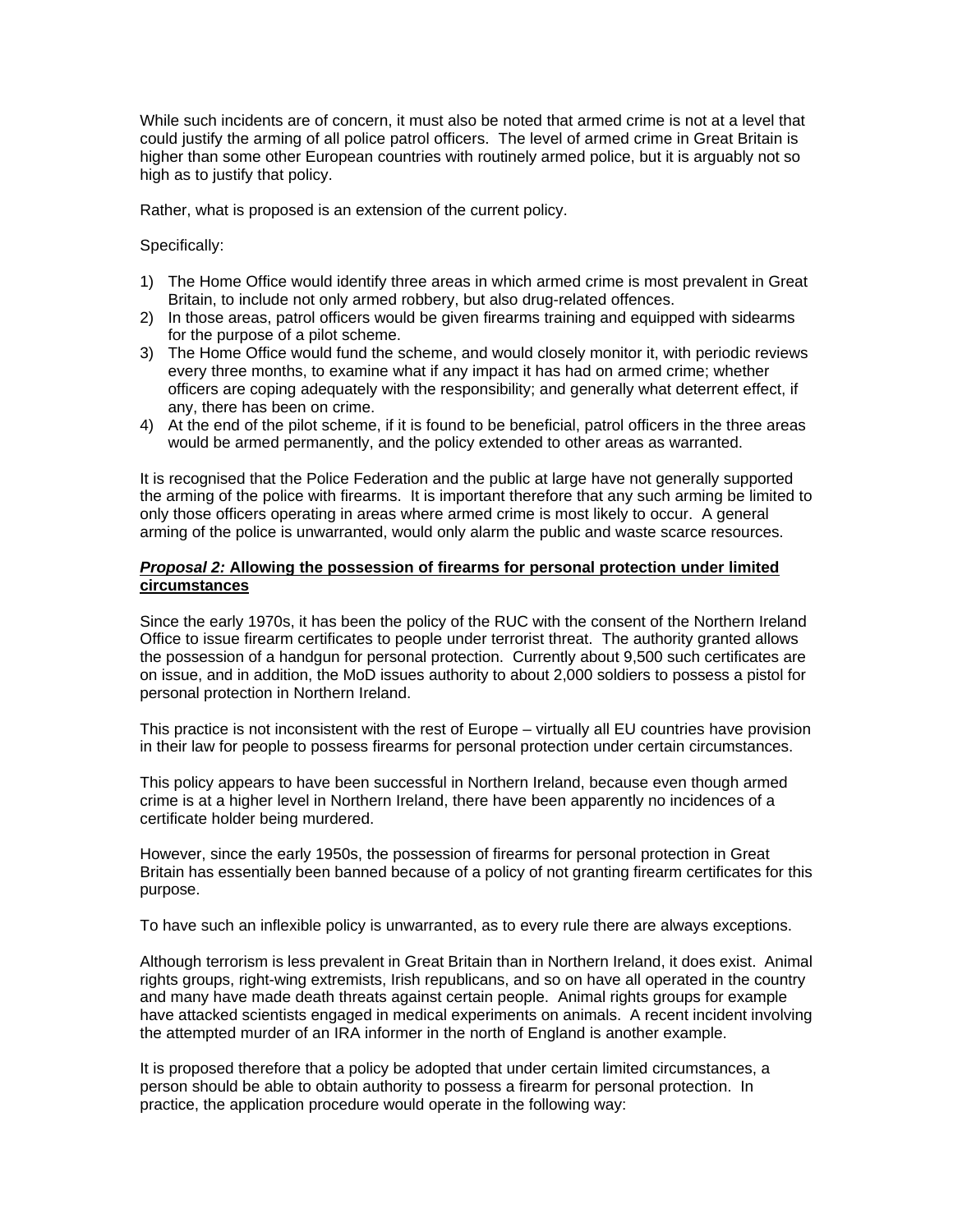While such incidents are of concern, it must also be noted that armed crime is not at a level that could justify the arming of all police patrol officers. The level of armed crime in Great Britain is higher than some other European countries with routinely armed police, but it is arguably not so high as to justify that policy.

Rather, what is proposed is an extension of the current policy.

Specifically:

1) The Home Office would identify three areas in which armed crime is most prevalent in Great Britain, to include not only armed robbery, but also drug-related offences.
2) In those areas, patrol officers would be given firearms training and equipped with sidearms for the purpose of a pilot scheme.
3) The Home Office would fund the scheme, and would closely monitor it, with periodic reviews every three months, to examine what if any impact it has had on armed crime; whether officers are coping adequately with the responsibility; and generally what deterrent effect, if any, there has been on crime.
4) At the end of the pilot scheme, if it is found to be beneficial, patrol officers in the three areas would be armed permanently, and the policy extended to other areas as warranted.

It is recognised that the Police Federation and the public at large have not generally supported the arming of the police with firearms. It is important therefore that any such arming be limited to only those officers operating in areas where armed crime is most likely to occur. A general arming of the police is unwarranted, would only alarm the public and waste scarce resources.

***Proposal 2:*** **Allowing the possession of firearms for personal protection under limited circumstances**

Since the early 1970s, it has been the policy of the RUC with the consent of the Northern Ireland Office to issue firearm certificates to people under terrorist threat. The authority granted allows the possession of a handgun for personal protection. Currently about 9,500 such certificates are on issue, and in addition, the MoD issues authority to about 2,000 soldiers to possess a pistol for personal protection in Northern Ireland.

This practice is not inconsistent with the rest of Europe – virtually all EU countries have provision in their law for people to possess firearms for personal protection under certain circumstances.

This policy appears to have been successful in Northern Ireland, because even though armed crime is at a higher level in Northern Ireland, there have been apparently no incidences of a certificate holder being murdered.

However, since the early 1950s, the possession of firearms for personal protection in Great Britain has essentially been banned because of a policy of not granting firearm certificates for this purpose.

To have such an inflexible policy is unwarranted, as to every rule there are always exceptions.

Although terrorism is less prevalent in Great Britain than in Northern Ireland, it does exist. Animal rights groups, right-wing extremists, Irish republicans, and so on have all operated in the country and many have made death threats against certain people. Animal rights groups for example have attacked scientists engaged in medical experiments on animals. A recent incident involving the attempted murder of an IRA informer in the north of England is another example.

It is proposed therefore that a policy be adopted that under certain limited circumstances, a person should be able to obtain authority to possess a firearm for personal protection. In practice, the application procedure would operate in the following way: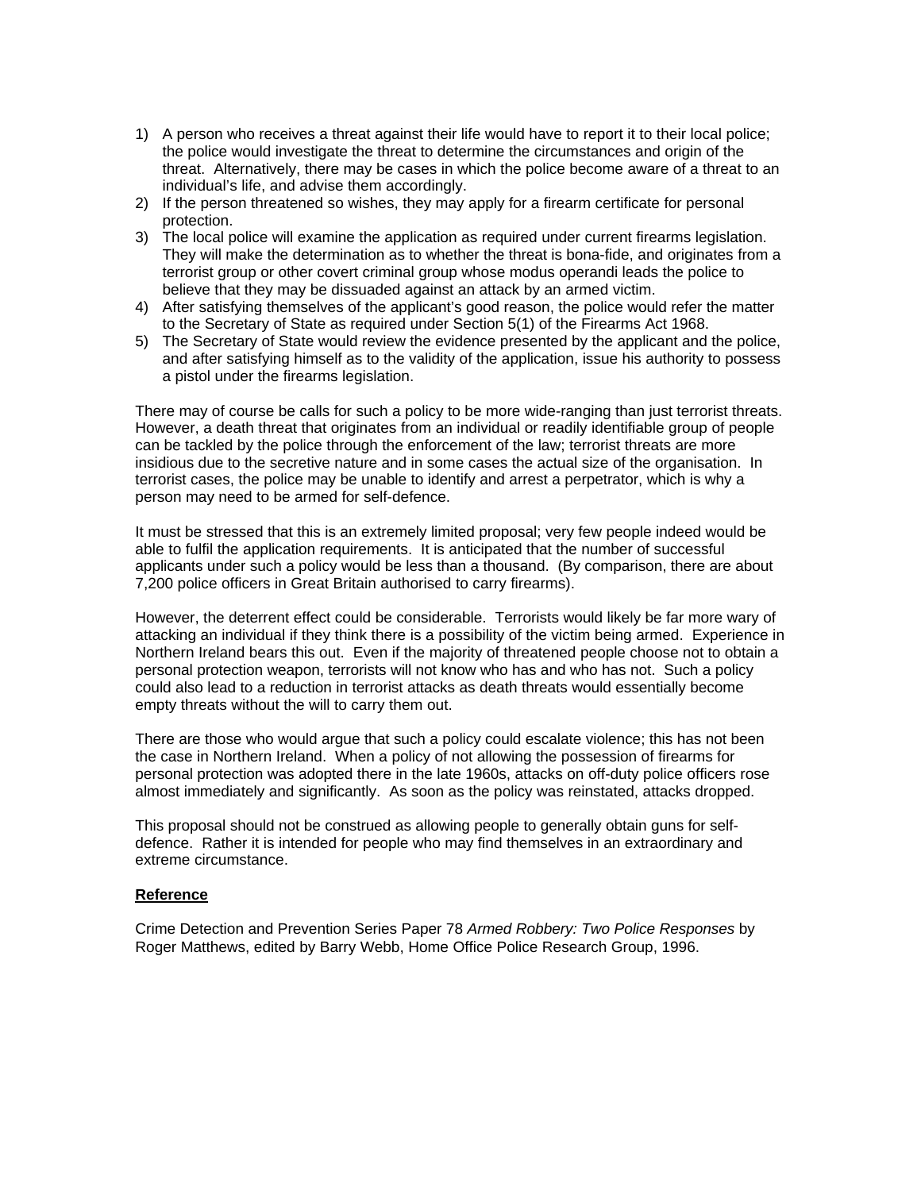1) A person who receives a threat against their life would have to report it to their local police; the police would investigate the threat to determine the circumstances and origin of the threat. Alternatively, there may be cases in which the police become aware of a threat to an individual's life, and advise them accordingly.
2) If the person threatened so wishes, they may apply for a firearm certificate for personal protection.
3) The local police will examine the application as required under current firearms legislation. They will make the determination as to whether the threat is bona-fide, and originates from a terrorist group or other covert criminal group whose modus operandi leads the police to believe that they may be dissuaded against an attack by an armed victim.
4) After satisfying themselves of the applicant's good reason, the police would refer the matter to the Secretary of State as required under Section 5(1) of the Firearms Act 1968.
5) The Secretary of State would review the evidence presented by the applicant and the police, and after satisfying himself as to the validity of the application, issue his authority to possess a pistol under the firearms legislation.

There may of course be calls for such a policy to be more wide-ranging than just terrorist threats. However, a death threat that originates from an individual or readily identifiable group of people can be tackled by the police through the enforcement of the law; terrorist threats are more insidious due to the secretive nature and in some cases the actual size of the organisation. In terrorist cases, the police may be unable to identify and arrest a perpetrator, which is why a person may need to be armed for self-defence.

It must be stressed that this is an extremely limited proposal; very few people indeed would be able to fulfil the application requirements. It is anticipated that the number of successful applicants under such a policy would be less than a thousand. (By comparison, there are about 7,200 police officers in Great Britain authorised to carry firearms).

However, the deterrent effect could be considerable. Terrorists would likely be far more wary of attacking an individual if they think there is a possibility of the victim being armed. Experience in Northern Ireland bears this out. Even if the majority of threatened people choose not to obtain a personal protection weapon, terrorists will not know who has and who has not. Such a policy could also lead to a reduction in terrorist attacks as death threats would essentially become empty threats without the will to carry them out.

There are those who would argue that such a policy could escalate violence; this has not been the case in Northern Ireland. When a policy of not allowing the possession of firearms for personal protection was adopted there in the late 1960s, attacks on off-duty police officers rose almost immediately and significantly. As soon as the policy was reinstated, attacks dropped.

This proposal should not be construed as allowing people to generally obtain guns for self-defence. Rather it is intended for people who may find themselves in an extraordinary and extreme circumstance.

**Reference**

Crime Detection and Prevention Series Paper 78 *Armed Robbery: Two Police Responses* by Roger Matthews, edited by Barry Webb, Home Office Police Research Group, 1996.